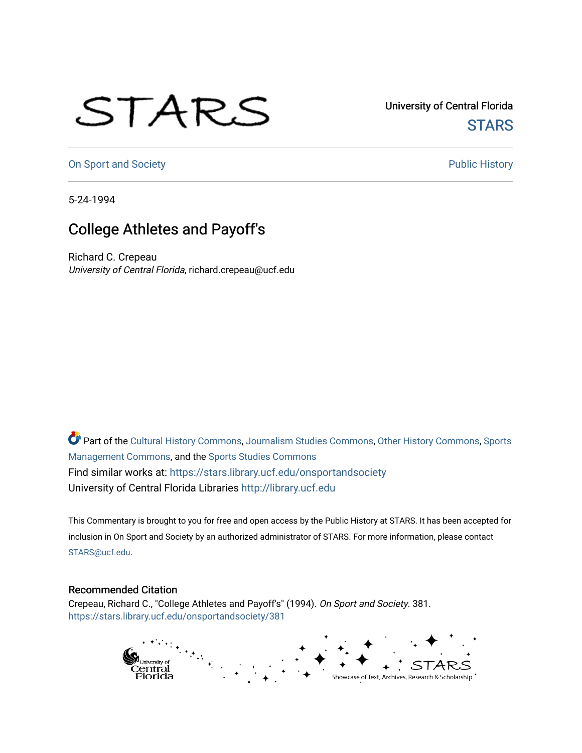University of Central Florida

STARS

On Sport and Society

Public History

5-24-1994

# College Athletes and Payoff's

Richard C. Crepeau
*University of Central Florida*, richard.crepeau@ucf.edu

Part of the Cultural History Commons, Journalism Studies Commons, Other History Commons, Sports Management Commons, and the Sports Studies Commons

Find similar works at: https://stars.library.ucf.edu/onsportandsociety

University of Central Florida Libraries http://library.ucf.edu

This Commentary is brought to you for free and open access by the Public History at STARS. It has been accepted for inclusion in On Sport and Society by an authorized administrator of STARS. For more information, please contact STARS@ucf.edu.

## Recommended Citation

Crepeau, Richard C., "College Athletes and Payoff's" (1994). *On Sport and Society*. 381.
https://stars.library.ucf.edu/onsportandsociety/381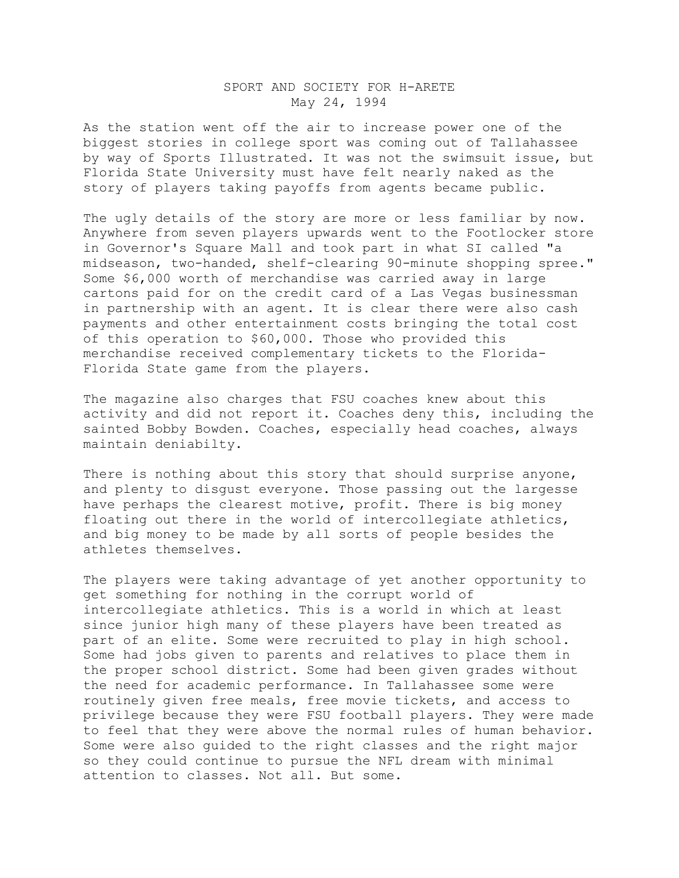SPORT AND SOCIETY FOR H-ARETE
May 24, 1994

As the station went off the air to increase power one of the biggest stories in college sport was coming out of Tallahassee by way of Sports Illustrated. It was not the swimsuit issue, but Florida State University must have felt nearly naked as the story of players taking payoffs from agents became public.

The ugly details of the story are more or less familiar by now. Anywhere from seven players upwards went to the Footlocker store in Governor's Square Mall and took part in what SI called "a midseason, two-handed, shelf-clearing 90-minute shopping spree." Some $6,000 worth of merchandise was carried away in large cartons paid for on the credit card of a Las Vegas businessman in partnership with an agent. It is clear there were also cash payments and other entertainment costs bringing the total cost of this operation to $60,000. Those who provided this merchandise received complementary tickets to the Florida-Florida State game from the players.

The magazine also charges that FSU coaches knew about this activity and did not report it. Coaches deny this, including the sainted Bobby Bowden. Coaches, especially head coaches, always maintain deniabilty.

There is nothing about this story that should surprise anyone, and plenty to disgust everyone. Those passing out the largesse have perhaps the clearest motive, profit. There is big money floating out there in the world of intercollegiate athletics, and big money to be made by all sorts of people besides the athletes themselves.

The players were taking advantage of yet another opportunity to get something for nothing in the corrupt world of intercollegiate athletics. This is a world in which at least since junior high many of these players have been treated as part of an elite. Some were recruited to play in high school. Some had jobs given to parents and relatives to place them in the proper school district. Some had been given grades without the need for academic performance. In Tallahassee some were routinely given free meals, free movie tickets, and access to privilege because they were FSU football players. They were made to feel that they were above the normal rules of human behavior. Some were also guided to the right classes and the right major so they could continue to pursue the NFL dream with minimal attention to classes. Not all. But some.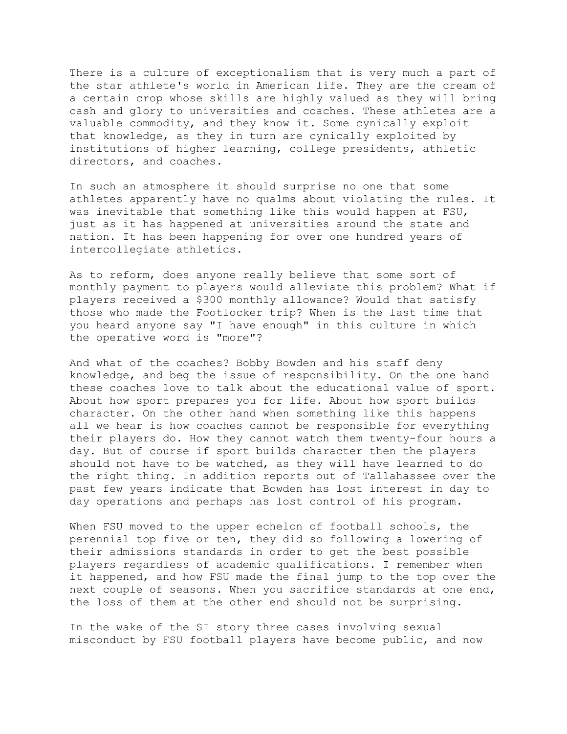There is a culture of exceptionalism that is very much a part of the star athlete's world in American life. They are the cream of a certain crop whose skills are highly valued as they will bring cash and glory to universities and coaches. These athletes are a valuable commodity, and they know it. Some cynically exploit that knowledge, as they in turn are cynically exploited by institutions of higher learning, college presidents, athletic directors, and coaches.

In such an atmosphere it should surprise no one that some athletes apparently have no qualms about violating the rules. It was inevitable that something like this would happen at FSU, just as it has happened at universities around the state and nation. It has been happening for over one hundred years of intercollegiate athletics.

As to reform, does anyone really believe that some sort of monthly payment to players would alleviate this problem? What if players received a $300 monthly allowance? Would that satisfy those who made the Footlocker trip? When is the last time that you heard anyone say "I have enough" in this culture in which the operative word is "more"?

And what of the coaches? Bobby Bowden and his staff deny knowledge, and beg the issue of responsibility. On the one hand these coaches love to talk about the educational value of sport. About how sport prepares you for life. About how sport builds character. On the other hand when something like this happens all we hear is how coaches cannot be responsible for everything their players do. How they cannot watch them twenty-four hours a day. But of course if sport builds character then the players should not have to be watched, as they will have learned to do the right thing. In addition reports out of Tallahassee over the past few years indicate that Bowden has lost interest in day to day operations and perhaps has lost control of his program.

When FSU moved to the upper echelon of football schools, the perennial top five or ten, they did so following a lowering of their admissions standards in order to get the best possible players regardless of academic qualifications. I remember when it happened, and how FSU made the final jump to the top over the next couple of seasons. When you sacrifice standards at one end, the loss of them at the other end should not be surprising.

In the wake of the SI story three cases involving sexual misconduct by FSU football players have become public, and now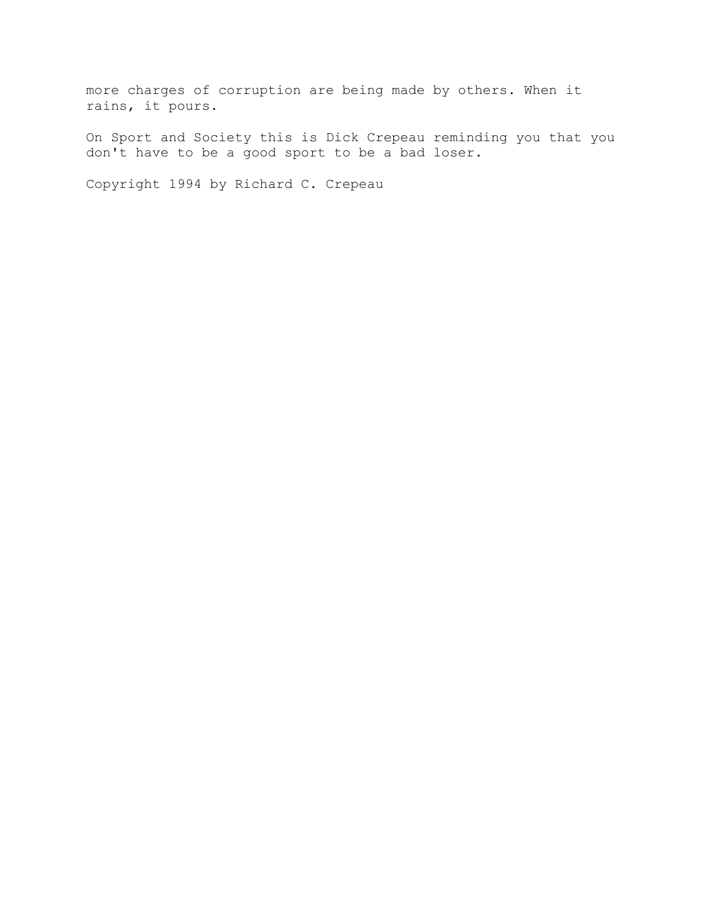more charges of corruption are being made by others. When it rains, it pours.

On Sport and Society this is Dick Crepeau reminding you that you don't have to be a good sport to be a bad loser.

Copyright 1994 by Richard C. Crepeau